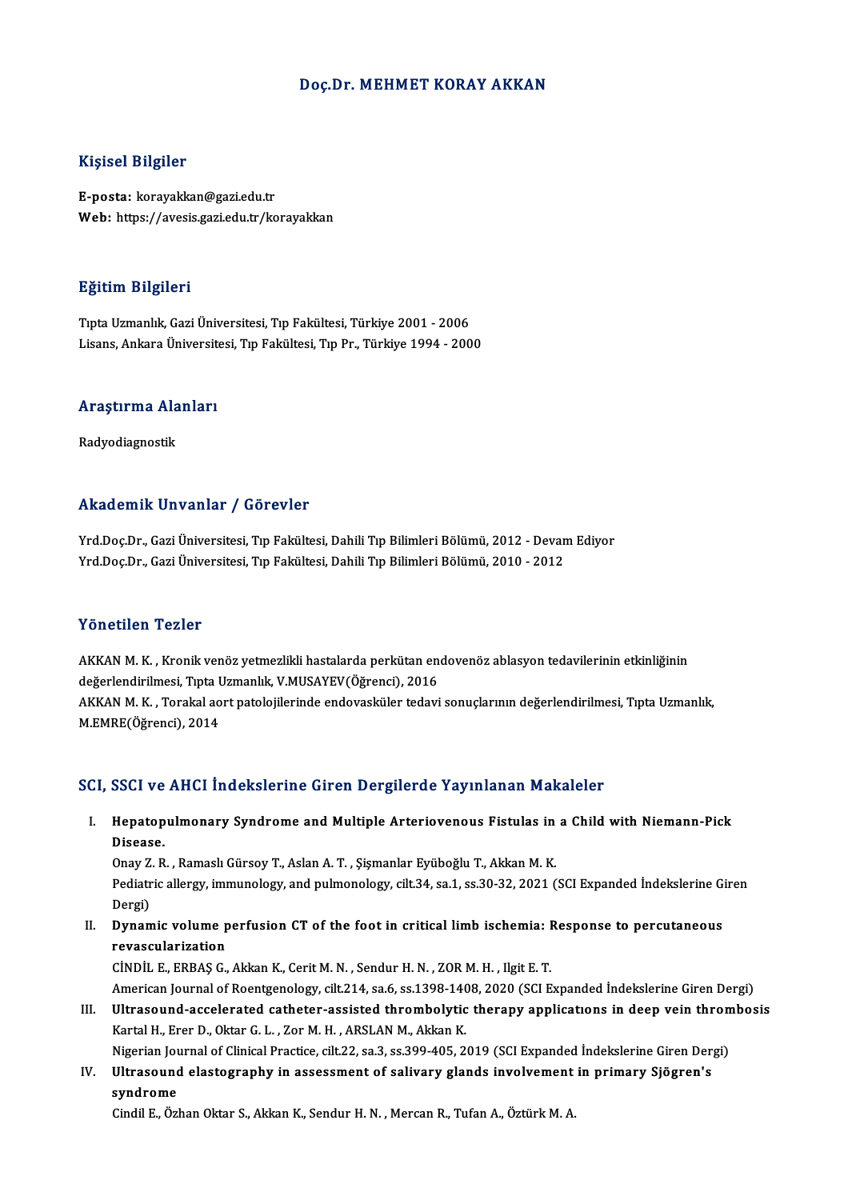# Doç.Dr. MEHMET KORAY AKKAN

## Kişisel Bilgiler

**E-posta:** korayakkan@gazi.edu.tr
**Web:** https://avesis.gazi.edu.tr/korayakkan

## Eğitim Bilgileri

Tıpta Uzmanlık, Gazi Üniversitesi, Tıp Fakültesi, Türkiye 2001 - 2006
Lisans, Ankara Üniversitesi, Tıp Fakültesi, Tıp Pr., Türkiye 1994 - 2000

## Araştırma Alanları

Radyodiagnostik

## Akademik Unvanlar / Görevler

Yrd.Doç.Dr., Gazi Üniversitesi, Tıp Fakültesi, Dahili Tıp Bilimleri Bölümü, 2012 - Devam Ediyor
Yrd.Doç.Dr., Gazi Üniversitesi, Tıp Fakültesi, Dahili Tıp Bilimleri Bölümü, 2010 - 2012

## Yönetilen Tezler

AKKAN M. K. , Kronik venöz yetmezlikli hastalarda perkütan endovenöz ablasyon tedavilerinin etkinliğinin değerlendirilmesi, Tıpta Uzmanlık, V.MUSAYEV(Öğrenci), 2016
AKKAN M. K. , Torakal aort patolojilerinde endovasküler tedavi sonuçlarının değerlendirilmesi, Tıpta Uzmanlık, M.EMRE(Öğrenci), 2014

## SCI, SSCI ve AHCI İndekslerine Giren Dergilerde Yayınlanan Makaleler

I. **Hepatopulmonary Syndrome and Multiple Arteriovenous Fistulas in a Child with Niemann-Pick Disease.**
Onay Z. R. , Ramaslı Gürsoy T., Aslan A. T. , Şişmanlar Eyüboğlu T., Akkan M. K.
Pediatric allergy, immunology, and pulmonology, cilt.34, sa.1, ss.30-32, 2021 (SCI Expanded İndekslerine Giren Dergi)

II. **Dynamic volume perfusion CT of the foot in critical limb ischemia: Response to percutaneous revascularization**
CİNDİL E., ERBAŞ G., Akkan K., Cerit M. N. , Sendur H. N. , ZOR M. H. , Ilgit E. T.
American Journal of Roentgenology, cilt.214, sa.6, ss.1398-1408, 2020 (SCI Expanded İndekslerine Giren Dergi)

III. **Ultrasound-accelerated catheter-assisted thrombolytic therapy applicatıons in deep vein thrombosis**
Kartal H., Erer D., Oktar G. L. , Zor M. H. , ARSLAN M., Akkan K.
Nigerian Journal of Clinical Practice, cilt.22, sa.3, ss.399-405, 2019 (SCI Expanded İndekslerine Giren Dergi)

IV. **Ultrasound elastography in assessment of salivary glands involvement in primary Sjögren's syndrome**
Cindil E., Özhan Oktar S., Akkan K., Sendur H. N. , Mercan R., Tufan A., Öztürk M. A.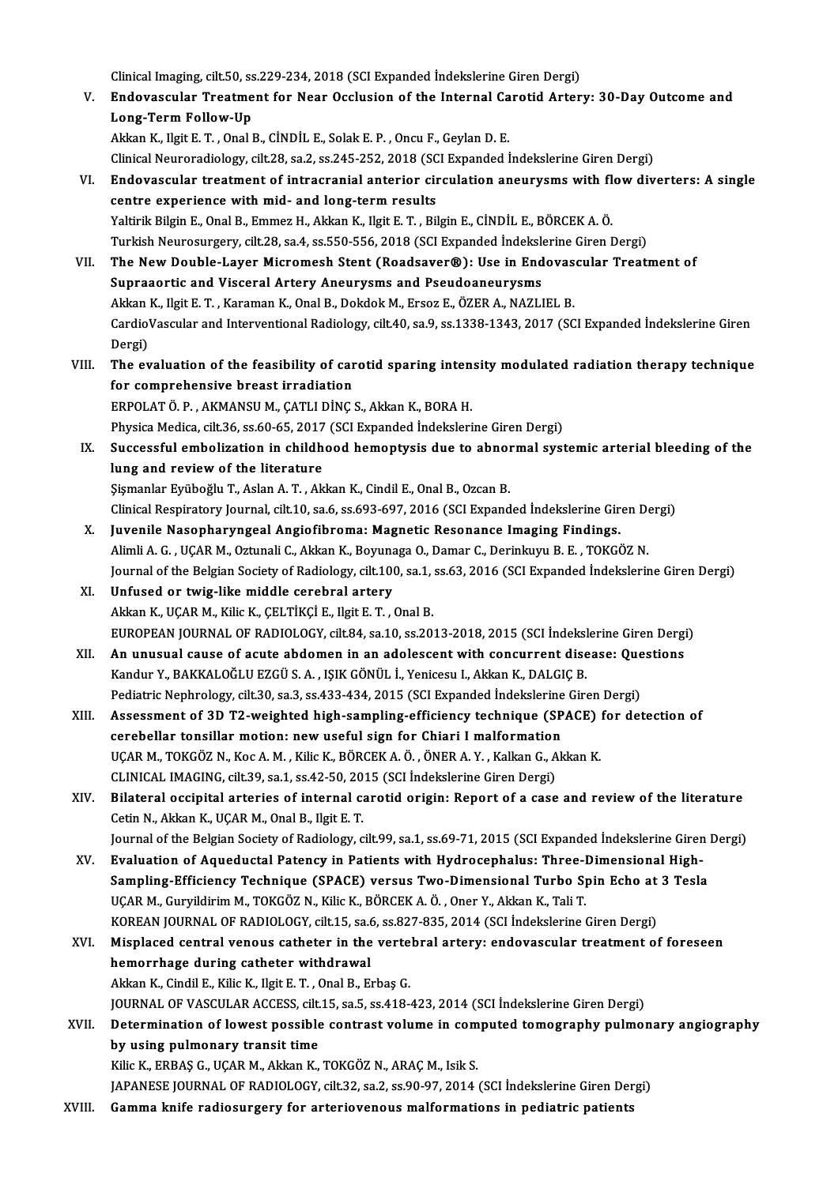Clinical Imaging, cilt.50, ss.229-234, 2018 (SCI Expanded İndekslerine Giren Dergi)

V. **Endovascular Treatment for Near Occlusion of the Internal Carotid Artery: 30-Day Outcome and Long-Term Follow-Up**
Akkan K., Ilgit E. T. , Onal B., CİNDİL E., Solak E. P. , Oncu F., Geylan D. E.
Clinical Neuroradiology, cilt.28, sa.2, ss.245-252, 2018 (SCI Expanded İndekslerine Giren Dergi)

VI. **Endovascular treatment of intracranial anterior circulation aneurysms with flow diverters: A single centre experience with mid- and long-term results**
Yaltirik Bilgin E., Onal B., Emmez H., Akkan K., Ilgit E. T. , Bilgin E., CİNDİL E., BÖRCEK A. Ö.
Turkish Neurosurgery, cilt.28, sa.4, ss.550-556, 2018 (SCI Expanded İndekslerine Giren Dergi)

VII. **The New Double-Layer Micromesh Stent (Roadsaver®): Use in Endovascular Treatment of Supraaortic and Visceral Artery Aneurysms and Pseudoaneurysms**
Akkan K., Ilgit E. T. , Karaman K., Onal B., Dokdok M., Ersoz E., ÖZER A., NAZLIEL B.
CardioVascular and Interventional Radiology, cilt.40, sa.9, ss.1338-1343, 2017 (SCI Expanded İndekslerine Giren Dergi)

VIII. **The evaluation of the feasibility of carotid sparing intensity modulated radiation therapy technique for comprehensive breast irradiation**
ERPOLAT Ö. P. , AKMANSU M., ÇATLI DİNÇ S., Akkan K., BORA H.
Physica Medica, cilt.36, ss.60-65, 2017 (SCI Expanded İndekslerine Giren Dergi)

IX. **Successful embolization in childhood hemoptysis due to abnormal systemic arterial bleeding of the lung and review of the literature**
Şişmanlar Eyüboğlu T., Aslan A. T. , Akkan K., Cindil E., Onal B., Ozcan B.
Clinical Respiratory Journal, cilt.10, sa.6, ss.693-697, 2016 (SCI Expanded İndekslerine Giren Dergi)

X. **Juvenile Nasopharyngeal Angiofibroma: Magnetic Resonance Imaging Findings.**
Alimli A. G. , UÇAR M., Oztunali C., Akkan K., Boyunaga O., Damar C., Derinkuyu B. E. , TOKGÖZ N.
Journal of the Belgian Society of Radiology, cilt.100, sa.1, ss.63, 2016 (SCI Expanded İndekslerine Giren Dergi)

XI. **Unfused or twig-like middle cerebral artery**
Akkan K., UÇAR M., Kilic K., ÇELTİKÇİ E., Ilgit E. T. , Onal B.
EUROPEAN JOURNAL OF RADIOLOGY, cilt.84, sa.10, ss.2013-2018, 2015 (SCI İndekslerine Giren Dergi)

XII. **An unusual cause of acute abdomen in an adolescent with concurrent disease: Questions**
Kandur Y., BAKKALOĞLU EZGÜ S. A. , IŞIK GÖNÜL İ., Yenicesu I., Akkan K., DALGIÇ B.
Pediatric Nephrology, cilt.30, sa.3, ss.433-434, 2015 (SCI Expanded İndekslerine Giren Dergi)

XIII. **Assessment of 3D T2-weighted high-sampling-efficiency technique (SPACE) for detection of cerebellar tonsillar motion: new useful sign for Chiari I malformation**
UÇAR M., TOKGÖZ N., Koc A. M. , Kilic K., BÖRCEK A. Ö. , ÖNER A. Y. , Kalkan G., Akkan K.
CLINICAL IMAGING, cilt.39, sa.1, ss.42-50, 2015 (SCI İndekslerine Giren Dergi)

XIV. **Bilateral occipital arteries of internal carotid origin: Report of a case and review of the literature**
Cetin N., Akkan K., UÇAR M., Onal B., Ilgit E. T.
Journal of the Belgian Society of Radiology, cilt.99, sa.1, ss.69-71, 2015 (SCI Expanded İndekslerine Giren Dergi)

XV. **Evaluation of Aqueductal Patency in Patients with Hydrocephalus: Three-Dimensional High-Sampling-Efficiency Technique (SPACE) versus Two-Dimensional Turbo Spin Echo at 3 Tesla**
UÇAR M., Guryildirim M., TOKGÖZ N., Kilic K., BÖRCEK A. Ö. , Oner Y., Akkan K., Tali T.
KOREAN JOURNAL OF RADIOLOGY, cilt.15, sa.6, ss.827-835, 2014 (SCI İndekslerine Giren Dergi)

XVI. **Misplaced central venous catheter in the vertebral artery: endovascular treatment of foreseen hemorrhage during catheter withdrawal**
Akkan K., Cindil E., Kilic K., Ilgit E. T. , Onal B., Erbaş G.
JOURNAL OF VASCULAR ACCESS, cilt.15, sa.5, ss.418-423, 2014 (SCI İndekslerine Giren Dergi)

XVII. **Determination of lowest possible contrast volume in computed tomography pulmonary angiography by using pulmonary transit time**
Kilic K., ERBAŞ G., UÇAR M., Akkan K., TOKGÖZ N., ARAÇ M., Isik S.
JAPANESE JOURNAL OF RADIOLOGY, cilt.32, sa.2, ss.90-97, 2014 (SCI İndekslerine Giren Dergi)

XVIII. **Gamma knife radiosurgery for arteriovenous malformations in pediatric patients**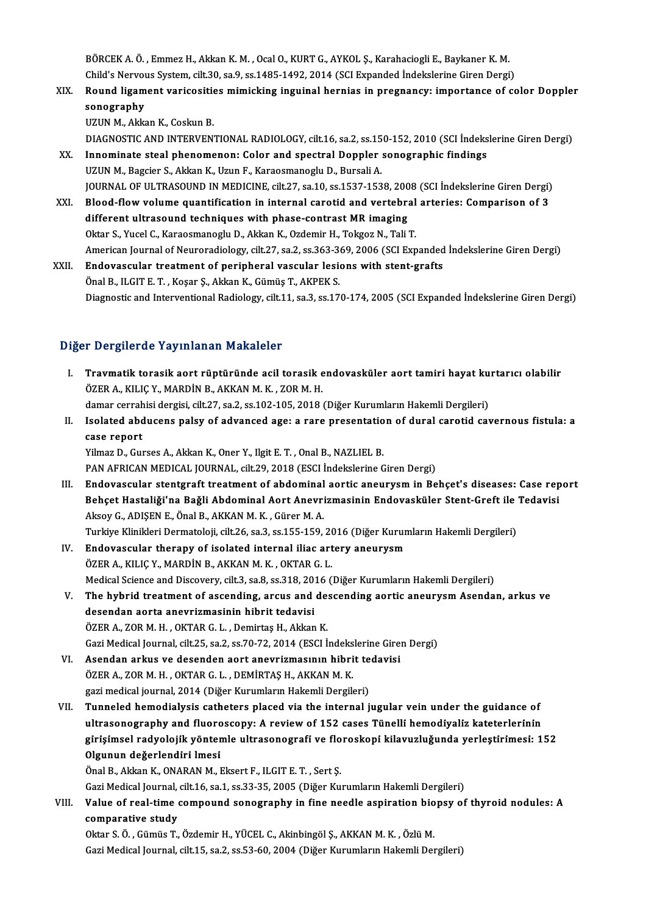BÖRCEK A. Ö. , Emmez H., Akkan K. M. , Ocal O., KURT G., AYKOL Ş., Karahaciogli E., Baykaner K. M.
Child's Nervous System, cilt.30, sa.9, ss.1485-1492, 2014 (SCI Expanded İndekslerine Giren Dergi)

XIX. **Round ligament varicosities mimicking inguinal hernias in pregnancy: importance of color Doppler sonography**
UZUN M., Akkan K., Coskun B.
DIAGNOSTIC AND INTERVENTIONAL RADIOLOGY, cilt.16, sa.2, ss.150-152, 2010 (SCI İndekslerine Giren Dergi)

XX. **Innominate steal phenomenon: Color and spectral Doppler sonographic findings**
UZUN M., Bagcier S., Akkan K., Uzun F., Karaosmanoglu D., Bursali A.
JOURNAL OF ULTRASOUND IN MEDICINE, cilt.27, sa.10, ss.1537-1538, 2008 (SCI İndekslerine Giren Dergi)

XXI. **Blood-flow volume quantification in internal carotid and vertebral arteries: Comparison of 3 different ultrasound techniques with phase-contrast MR imaging**
Oktar S., Yucel C., Karaosmanoglu D., Akkan K., Ozdemir H., Tokgoz N., Tali T.
American Journal of Neuroradiology, cilt.27, sa.2, ss.363-369, 2006 (SCI Expanded İndekslerine Giren Dergi)

XXII. **Endovascular treatment of peripheral vascular lesions with stent-grafts**
Önal B., ILGIT E. T. , Koşar Ş., Akkan K., Gümüş T., AKPEK S.
Diagnostic and Interventional Radiology, cilt.11, sa.3, ss.170-174, 2005 (SCI Expanded İndekslerine Giren Dergi)

## Diğer Dergilerde Yayınlanan Makaleler

I. **Travmatik torasik aort rüptüründe acil torasik endovasküler aort tamiri hayat kurtarıcı olabilir**
ÖZER A., KILIÇ Y., MARDİN B., AKKAN M. K. , ZOR M. H.
damar cerrahisi dergisi, cilt.27, sa.2, ss.102-105, 2018 (Diğer Kurumların Hakemli Dergileri)

II. **Isolated abducens palsy of advanced age: a rare presentation of dural carotid cavernous fistula: a case report**
Yilmaz D., Gurses A., Akkan K., Oner Y., Ilgit E. T. , Onal B., NAZLIEL B.
PAN AFRICAN MEDICAL JOURNAL, cilt.29, 2018 (ESCI İndekslerine Giren Dergi)

III. **Endovascular stentgraft treatment of abdominal aortic aneurysm in Behçet's diseases: Case report Behçet Hastaliği'na Bağli Abdominal Aort Anevrizmasinin Endovasküler Stent-Greft ile Tedavisi**
Aksoy G., ADIŞEN E., Önal B., AKKAN M. K. , Gürer M. A.
Turkiye Klinikleri Dermatoloji, cilt.26, sa.3, ss.155-159, 2016 (Diğer Kurumların Hakemli Dergileri)

IV. **Endovascular therapy of isolated internal iliac artery aneurysm**
ÖZER A., KILIÇ Y., MARDİN B., AKKAN M. K. , OKTAR G. L.
Medical Science and Discovery, cilt.3, sa.8, ss.318, 2016 (Diğer Kurumların Hakemli Dergileri)

V. **The hybrid treatment of ascending, arcus and descending aortic aneurysm Asendan, arkus ve desendan aorta anevrizmasinin hibrit tedavisi**
ÖZER A., ZOR M. H. , OKTAR G. L. , Demirtaş H., Akkan K.
Gazi Medical Journal, cilt.25, sa.2, ss.70-72, 2014 (ESCI İndekslerine Giren Dergi)

VI. **Asendan arkus ve desenden aort anevrizmasının hibrit tedavisi**
ÖZER A., ZOR M. H. , OKTAR G. L. , DEMİRTAŞ H., AKKAN M. K.
gazi medical journal, 2014 (Diğer Kurumların Hakemli Dergileri)

VII. **Tunneled hemodialysis catheters placed via the internal jugular vein under the guidance of ultrasonography and fluoroscopy: A review of 152 cases Tünelli hemodiyaliz kateterlerinin girişimsel radyolojik yöntemle ultrasonografi ve floroskopi kilavuzluğunda yerleştirimesi: 152 Olgunun değerlendiri lmesi**
Önal B., Akkan K., ONARAN M., Eksert F., ILGIT E. T. , Sert Ş.
Gazi Medical Journal, cilt.16, sa.1, ss.33-35, 2005 (Diğer Kurumların Hakemli Dergileri)

VIII. **Value of real-time compound sonography in fine needle aspiration biopsy of thyroid nodules: A comparative study**
Oktar S. Ö. , Gümüs T., Özdemir H., YÜCEL C., Akinbingöl Ş., AKKAN M. K. , Özlü M.
Gazi Medical Journal, cilt.15, sa.2, ss.53-60, 2004 (Diğer Kurumların Hakemli Dergileri)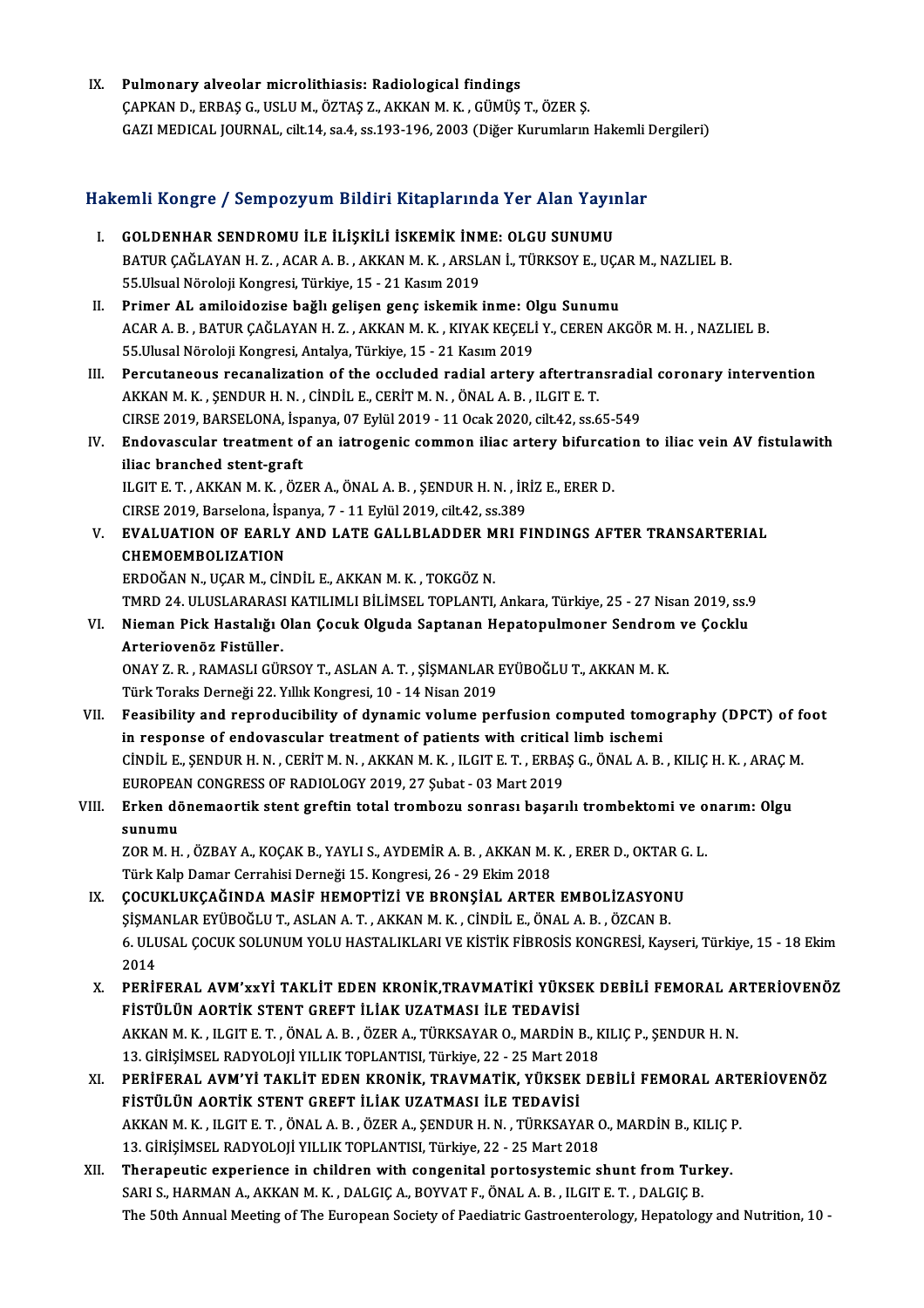IX. **Pulmonary alveolar microlithiasis: Radiological findings**
ÇAPKAN D., ERBAŞ G., USLU M., ÖZTAŞ Z., AKKAN M. K. , GÜMÜŞ T., ÖZER Ş.
GAZI MEDICAL JOURNAL, cilt.14, sa.4, ss.193-196, 2003 (Diğer Kurumların Hakemli Dergileri)

## Hakemli Kongre / Sempozyum Bildiri Kitaplarında Yer Alan Yayınlar

I. **GOLDENHAR SENDROMU İLE İLİŞKİLİ İSKEMİK İNME: OLGU SUNUMU**
BATUR ÇAĞLAYAN H. Z. , ACAR A. B. , AKKAN M. K. , ARSLAN İ., TÜRKSOY E., UÇAR M., NAZLIEL B.
55.Ulsual Nöroloji Kongresi, Türkiye, 15 - 21 Kasım 2019

II. **Primer AL amiloidozise bağlı gelişen genç iskemik inme: Olgu Sunumu**
ACAR A. B. , BATUR ÇAĞLAYAN H. Z. , AKKAN M. K. , KIYAK KEÇELİ Y., CEREN AKGÖR M. H. , NAZLIEL B.
55.Ulusal Nöroloji Kongresi, Antalya, Türkiye, 15 - 21 Kasım 2019

III. **Percutaneous recanalization of the occluded radial artery aftertransradial coronary intervention**
AKKAN M. K. , ŞENDUR H. N. , CİNDİL E., CERİT M. N. , ÖNAL A. B. , ILGIT E. T.
CIRSE 2019, BARSELONA, İspanya, 07 Eylül 2019 - 11 Ocak 2020, cilt.42, ss.65-549

IV. **Endovascular treatment of an iatrogenic common iliac artery bifurcation to iliac vein AV fistulawith iliac branched stent-graft**
ILGIT E. T. , AKKAN M. K. , ÖZER A., ÖNAL A. B. , ŞENDUR H. N. , İRİZ E., ERER D.
CIRSE 2019, Barselona, İspanya, 7 - 11 Eylül 2019, cilt.42, ss.389

V. **EVALUATION OF EARLY AND LATE GALLBLADDER MRI FINDINGS AFTER TRANSARTERIAL CHEMOEMBOLIZATION**
ERDOĞAN N., UÇAR M., CİNDİL E., AKKAN M. K. , TOKGÖZ N.
TMRD 24. ULUSLARARASI KATILIMLI BİLİMSEL TOPLANTI, Ankara, Türkiye, 25 - 27 Nisan 2019, ss.9

VI. **Nieman Pick Hastalığı Olan Çocuk Olguda Saptanan Hepatopulmoner Sendrom ve Çocklu Arteriovenöz Fistüller.**
ONAY Z. R. , RAMASLI GÜRSOY T., ASLAN A. T. , ŞİŞMANLAR EYÜBOĞLU T., AKKAN M. K.
Türk Toraks Derneği 22. Yıllık Kongresi, 10 - 14 Nisan 2019

VII. **Feasibility and reproducibility of dynamic volume perfusion computed tomography (DPCT) of foot in response to endovascular treatment of patients with critical limb ischemi**
CİNDİL E., ŞENDUR H. N. , CERİT M. N. , AKKAN M. K. , ILGIT E. T. , ERBAŞ G., ÖNAL A. B. , KILIÇ H. K. , ARAÇ M.
EUROPEAN CONGRESS OF RADIOLOGY 2019, 27 Şubat - 03 Mart 2019

VIII. **Erken dönemaortik stent greftin total trombozu sonrası başarılı trombektomi ve onarım: Olgu sunumu**
ZOR M. H. , ÖZBAY A., KOÇAK B., YAYLI S., AYDEMİR A. B. , AKKAN M. K. , ERER D., OKTAR G. L.
Türk Kalp Damar Cerrahisi Derneği 15. Kongresi, 26 - 29 Ekim 2018

IX. **ÇOCUKLUKÇAĞINDA MASİF HEMOPTİZİ VE BRONŞİAL ARTER EMBOLİZASYONU**
ŞİŞMANLAR EYÜBOĞLU T., ASLAN A. T. , AKKAN M. K. , CİNDİL E., ÖNAL A. B. , ÖZCAN B.
6. ULUSAL ÇOCUK SOLUNUM YOLU HASTALIKLARI VE KİSTİK FİBROSİS KONGRESİ, Kayseri, Türkiye, 15 - 18 Ekim 2014

X. **PERİFERAL AVM'xxYİ TAKLİT EDEN KRONİK,TRAVMATİKİ YÜKSEK DEBİLİ FEMORAL ARTERİOVENÖZ FİSTÜLÜN AORTİK STENT GREFT İLİAK UZATMASI İLE TEDAVİSİ**
AKKAN M. K. , ILGIT E. T. , ÖNAL A. B. , ÖZER A., TÜRKSAYAR O., MARDİN B., KILIÇ P., ŞENDUR H. N.
13. GİRİŞİMSEL RADYOLOJİ YILLIK TOPLANTISI, Türkiye, 22 - 25 Mart 2018

XI. **PERİFERAL AVM'Yİ TAKLİT EDEN KRONİK, TRAVMATİK, YÜKSEK DEBİLİ FEMORAL ARTERİOVENÖZ FİSTÜLÜN AORTİK STENT GREFT İLİAK UZATMASI İLE TEDAVİSİ**
AKKAN M. K. , ILGIT E. T. , ÖNAL A. B. , ÖZER A., ŞENDUR H. N. , TÜRKSAYAR O., MARDİN B., KILIÇ P.
13. GİRİŞİMSEL RADYOLOJİ YILLIK TOPLANTISI, Türkiye, 22 - 25 Mart 2018

XII. **Therapeutic experience in children with congenital portosystemic shunt from Turkey.**
SARI S., HARMAN A., AKKAN M. K. , DALGIÇ A., BOYVAT F., ÖNAL A. B. , ILGIT E. T. , DALGIÇ B.
The 50th Annual Meeting of The European Society of Paediatric Gastroenterology, Hepatology and Nutrition, 10 -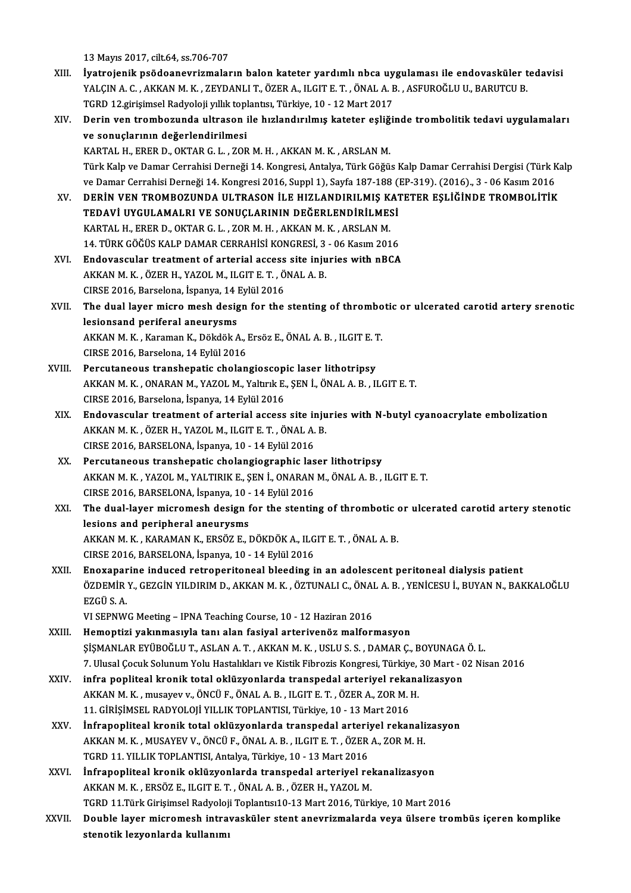13 Mayıs 2017, cilt.64, ss.706-707

XIII. **İyatrojenik psödoanevrizmaların balon kateter yardımlı nbca uygulaması ile endovasküler tedavisi**
YALÇIN A. C. , AKKAN M. K. , ZEYDANLI T., ÖZER A., ILGIT E. T. , ÖNAL A. B. , ASFUROĞLU U., BARUTCU B.
TGRD 12.girişimsel Radyoloji yıllık toplantısı, Türkiye, 10 - 12 Mart 2017

XIV. **Derin ven trombozunda ultrason ile hızlandırılmış kateter eşliğinde trombolitik tedavi uygulamaları ve sonuçlarının değerlendirilmesi**
KARTAL H., ERER D., OKTAR G. L. , ZOR M. H. , AKKAN M. K. , ARSLAN M.
Türk Kalp ve Damar Cerrahisi Derneği 14. Kongresi, Antalya, Türk Göğüs Kalp Damar Cerrahisi Dergisi (Türk Kalp ve Damar Cerrahisi Derneği 14. Kongresi 2016, Suppl 1), Sayfa 187-188 (EP-319). (2016)., 3 - 06 Kasım 2016

XV. **DERİN VEN TROMBOZUNDA ULTRASON İLE HIZLANDIRILMIŞ KATETER EŞLİĞİNDE TROMBOLİTİK TEDAVİ UYGULAMALRI VE SONUÇLARININ DEĞERLENDİRİLMESİ**
KARTAL H., ERER D., OKTAR G. L. , ZOR M. H. , AKKAN M. K. , ARSLAN M.
14. TÜRK GÖĞÜS KALP DAMAR CERRAHİSİ KONGRESİ, 3 - 06 Kasım 2016

XVI. **Endovascular treatment of arterial access site injuries with nBCA**
AKKAN M. K. , ÖZER H., YAZOL M., ILGIT E. T. , ÖNAL A. B.
CIRSE 2016, Barselona, İspanya, 14 Eylül 2016

XVII. **The dual layer micro mesh design for the stenting of thrombotic or ulcerated carotid artery srenotic lesionsand periferal aneurysms**
AKKAN M. K. , Karaman K., Dökdök A., Ersöz E., ÖNAL A. B. , ILGIT E. T.
CIRSE 2016, Barselona, 14 Eylül 2016

XVIII. **Percutaneous transhepatic cholangioscopic laser lithotripsy**
AKKAN M. K. , ONARAN M., YAZOL M., Yaltırık E., ŞEN İ., ÖNAL A. B. , ILGIT E. T.
CIRSE 2016, Barselona, İspanya, 14 Eylül 2016

XIX. **Endovascular treatment of arterial access site injuries with N-butyl cyanoacrylate embolization**
AKKAN M. K. , ÖZER H., YAZOL M., ILGIT E. T. , ÖNAL A. B.
CIRSE 2016, BARSELONA, İspanya, 10 - 14 Eylül 2016

XX. **Percutaneous transhepatic cholangiographic laser lithotripsy**
AKKAN M. K. , YAZOL M., YALTIRIK E., ŞEN İ., ONARAN M., ÖNAL A. B. , ILGIT E. T.
CIRSE 2016, BARSELONA, İspanya, 10 - 14 Eylül 2016

XXI. **The dual-layer micromesh design for the stenting of thrombotic or ulcerated carotid artery stenotic lesions and peripheral aneurysms**
AKKAN M. K. , KARAMAN K., ERSÖZ E., DÖKDÖK A., ILGIT E. T. , ÖNAL A. B.
CIRSE 2016, BARSELONA, İspanya, 10 - 14 Eylül 2016

XXII. **Enoxaparine induced retroperitoneal bleeding in an adolescent peritoneal dialysis patient**
ÖZDEMİR Y., GEZGİN YILDIRIM D., AKKAN M. K. , ÖZTUNALI C., ÖNAL A. B. , YENİCESU İ., BUYAN N., BAKKALOĞLU EZGÜ S. A.
VI SEPNWG Meeting – IPNA Teaching Course, 10 - 12 Haziran 2016

XXIII. **Hemoptizi yakınmasıyla tanı alan fasiyal arterivenöz malformasyon**
ŞİŞMANLAR EYÜBOĞLU T., ASLAN A. T. , AKKAN M. K. , USLU S. S. , DAMAR Ç., BOYUNAGA Ö. L.
7. Ulusal Çocuk Solunum Yolu Hastalıkları ve Kistik Fibrozis Kongresi, Türkiye, 30 Mart - 02 Nisan 2016

XXIV. **infra popliteal kronik total oklüzyonlarda transpedal arteriyel rekanalizasyon**
AKKAN M. K. , musayev v., ÖNCÜ F., ÖNAL A. B. , ILGIT E. T. , ÖZER A., ZOR M. H.
11. GİRİŞİMSEL RADYOLOJİ YILLIK TOPLANTISI, Türkiye, 10 - 13 Mart 2016

XXV. **İnfrapopliteal kronik total oklüzyonlarda transpedal arteriyel rekanalizasyon**
AKKAN M. K. , MUSAYEV V., ÖNCÜ F., ÖNAL A. B. , ILGIT E. T. , ÖZER A., ZOR M. H.
TGRD 11. YILLIK TOPLANTISI, Antalya, Türkiye, 10 - 13 Mart 2016

XXVI. **İnfrapopliteal kronik oklüzyonlarda transpedal arteriyel rekanalizasyon**
AKKAN M. K. , ERSÖZ E., ILGIT E. T. , ÖNAL A. B. , ÖZER H., YAZOL M.
TGRD 11.Türk Girişimsel Radyoloji Toplantısı10-13 Mart 2016, Türkiye, 10 Mart 2016

XXVII. **Double layer micromesh intravasküler stent anevrizmalarda veya ülsere trombüs içeren komplike stenotik lezyonlarda kullanımı**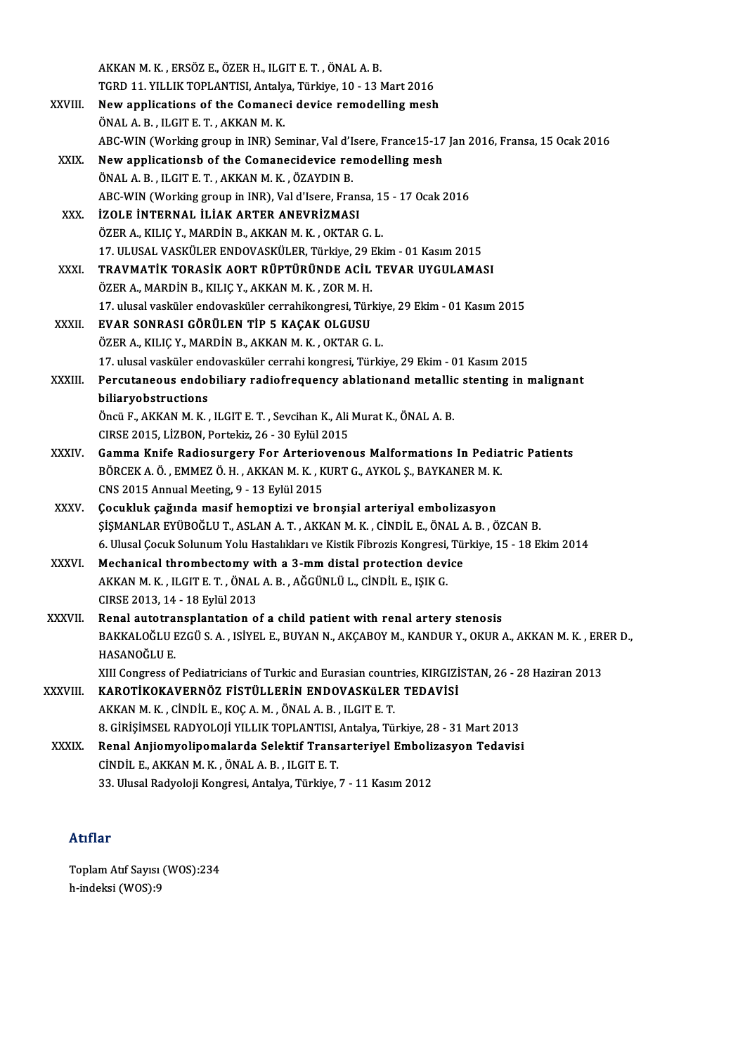AKKAN M. K. , ERSÖZ E., ÖZER H., ILGIT E. T. , ÖNAL A. B.
TGRD 11. YILLIK TOPLANTISI, Antalya, Türkiye, 10 - 13 Mart 2016

XXVIII. **New applications of the Comaneci device remodelling mesh**
ÖNAL A. B. , ILGIT E. T. , AKKAN M. K.
ABC-WIN (Working group in INR) Seminar, Val d'Isere, France15-17 Jan 2016, Fransa, 15 Ocak 2016

XXIX. **New applicationsb of the Comanecidevice remodelling mesh**
ÖNAL A. B. , ILGIT E. T. , AKKAN M. K. , ÖZAYDIN B.
ABC-WIN (Working group in INR), Val d'Isere, Fransa, 15 - 17 Ocak 2016

XXX. **İZOLE İNTERNAL İLİAK ARTER ANEVRİZMASI**
ÖZER A., KILIÇ Y., MARDİN B., AKKAN M. K. , OKTAR G. L.
17. ULUSAL VASKÜLER ENDOVASKÜLER, Türkiye, 29 Ekim - 01 Kasım 2015

XXXI. **TRAVMATİK TORASİK AORT RÜPTÜRÜNDE ACİL TEVAR UYGULAMASI**
ÖZER A., MARDİN B., KILIÇ Y., AKKAN M. K. , ZOR M. H.
17. ulusal vasküler endovasküler cerrahikongresi, Türkiye, 29 Ekim - 01 Kasım 2015

XXXII. **EVAR SONRASI GÖRÜLEN TİP 5 KAÇAK OLGUSU**
ÖZER A., KILIÇ Y., MARDİN B., AKKAN M. K. , OKTAR G. L.
17. ulusal vasküler endovasküler cerrahi kongresi, Türkiye, 29 Ekim - 01 Kasım 2015

XXXIII. **Percutaneous endobiliary radiofrequency ablationand metallic stenting in malignant biliaryobstructions**
Öncü F., AKKAN M. K. , ILGIT E. T. , Sevcihan K., Ali Murat K., ÖNAL A. B.
CIRSE 2015, LİZBON, Portekiz, 26 - 30 Eylül 2015

XXXIV. **Gamma Knife Radiosurgery For Arteriovenous Malformations In Pediatric Patients**
BÖRCEK A. Ö. , EMMEZ Ö. H. , AKKAN M. K. , KURT G., AYKOL Ş., BAYKANER M. K.
CNS 2015 Annual Meeting, 9 - 13 Eylül 2015

XXXV. **Çocukluk çağında masif hemoptizi ve bronşial arteriyal embolizasyon**
ŞİŞMANLAR EYÜBOĞLU T., ASLAN A. T. , AKKAN M. K. , CİNDİL E., ÖNAL A. B. , ÖZCAN B.
6. Ulusal Çocuk Solunum Yolu Hastalıkları ve Kistik Fibrozis Kongresi, Türkiye, 15 - 18 Ekim 2014

XXXVI. **Mechanical thrombectomy with a 3-mm distal protection device**
AKKAN M. K. , ILGIT E. T. , ÖNAL A. B. , AĞGÜNLÜ L., CİNDİL E., IŞIK G.
CIRSE 2013, 14 - 18 Eylül 2013

XXXVII. **Renal autotransplantation of a child patient with renal artery stenosis**
BAKKALOĞLU EZGÜ S. A. , ISİYEL E., BUYAN N., AKÇABOY M., KANDUR Y., OKUR A., AKKAN M. K. , ERER D., HASANOĞLU E.
XIII Congress of Pediatricians of Turkic and Eurasian countries, KIRGIZİSTAN, 26 - 28 Haziran 2013

XXXVIII. **KAROTİKOKAVERNÖZ FİSTÜLLERİN ENDOVASKüLER TEDAVİSİ**
AKKAN M. K. , CİNDİL E., KOÇ A. M. , ÖNAL A. B. , ILGIT E. T.
8. GİRİŞİMSEL RADYOLOJİ YILLIK TOPLANTISI, Antalya, Türkiye, 28 - 31 Mart 2013

XXXIX. **Renal Anjiomyolipomalarda Selektif Transarteriyel Embolizasyon Tedavisi**
CİNDİL E., AKKAN M. K. , ÖNAL A. B. , ILGIT E. T.
33. Ulusal Radyoloji Kongresi, Antalya, Türkiye, 7 - 11 Kasım 2012

## Atıflar

Toplam Atıf Sayısı (WOS):234
h-indeksi (WOS):9